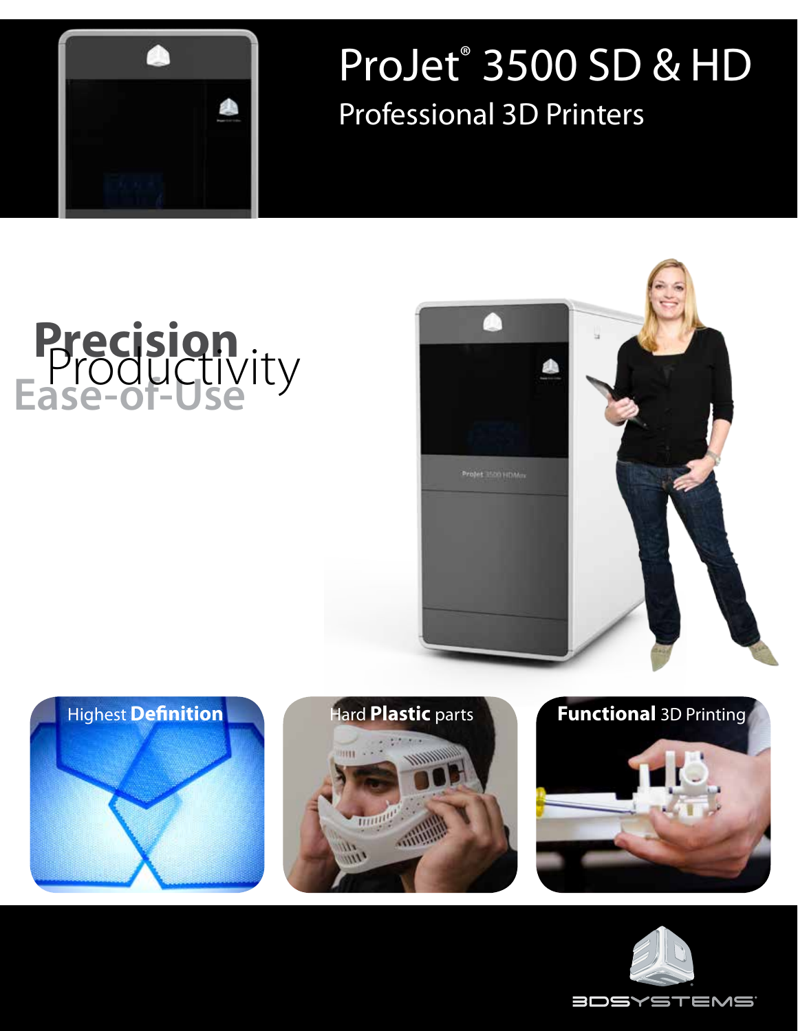# ProJet® 3500 SD & HD

## Professional 3D Printers

Precision

Productivity

Ease-of-Use

Highest **Definition**

Hard **Plastic** parts

**Functional** 3D Printing

3DSYSTEMS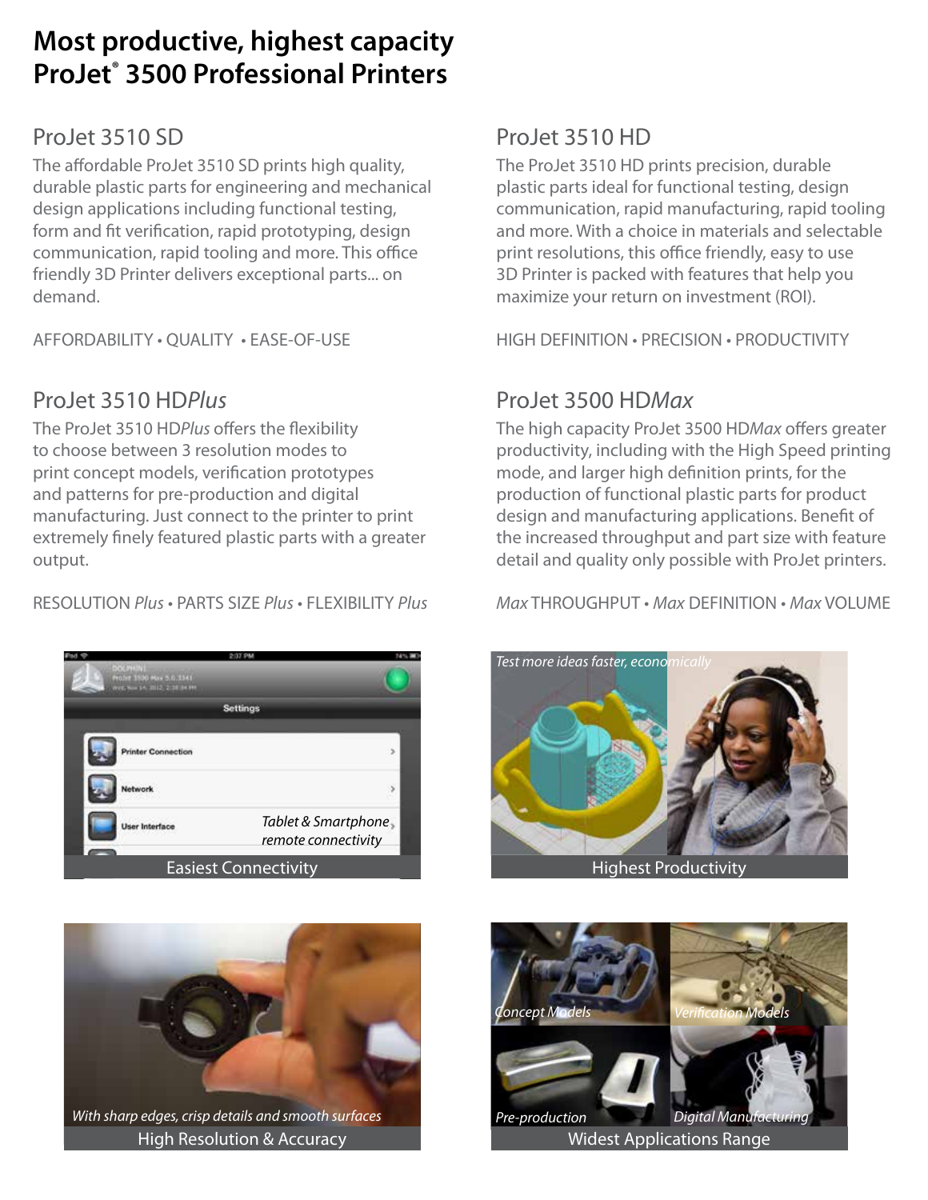# Most productive, highest capacity ProJet® 3500 Professional Printers

## ProJet 3510 SD

The affordable ProJet 3510 SD prints high quality, durable plastic parts for engineering and mechanical design applications including functional testing, form and fit verification, rapid prototyping, design communication, rapid tooling and more. This office friendly 3D Printer delivers exceptional parts... on demand.

AFFORDABILITY • QUALITY • EASE-OF-USE

## ProJet 3510 HD

The ProJet 3510 HD prints precision, durable plastic parts ideal for functional testing, design communication, rapid manufacturing, rapid tooling and more. With a choice in materials and selectable print resolutions, this office friendly, easy to use 3D Printer is packed with features that help you maximize your return on investment (ROI).

HIGH DEFINITION • PRECISION • PRODUCTIVITY

## ProJet 3510 HD*Plus*

The ProJet 3510 HD*Plus* offers the flexibility to choose between 3 resolution modes to print concept models, verification prototypes and patterns for pre-production and digital manufacturing. Just connect to the printer to print extremely finely featured plastic parts with a greater output.

RESOLUTION *Plus* • PARTS SIZE *Plus* • FLEXIBILITY *Plus*

## ProJet 3500 HD*Max*

The high capacity ProJet 3500 HD*Max* offers greater productivity, including with the High Speed printing mode, and larger high definition prints, for the production of functional plastic parts for product design and manufacturing applications. Benefit of the increased throughput and part size with feature detail and quality only possible with ProJet printers.

*Max* THROUGHPUT • *Max* DEFINITION • *Max* VOLUME

*Tablet & Smartphone remote connectivity*

Easiest Connectivity

*Test more ideas faster, economically*

Highest Productivity

*With sharp edges, crisp details and smooth surfaces*

High Resolution & Accuracy

*Concept Models* · *Verification Models* · *Pre-production* · *Digital Manufacturing*

Widest Applications Range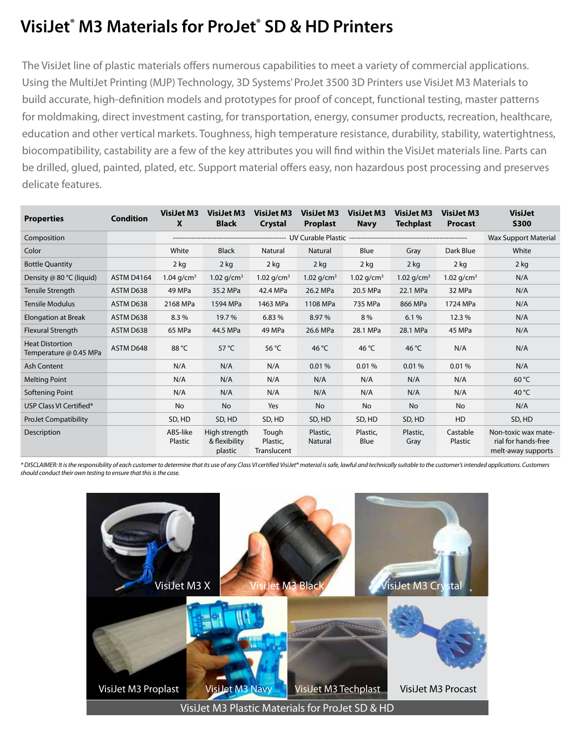# VisiJet® M3 Materials for ProJet® SD & HD Printers

The VisiJet line of plastic materials offers numerous capabilities to meet a variety of commercial applications. Using the MultiJet Printing (MJP) Technology, 3D Systems' ProJet 3500 3D Printers use VisiJet M3 Materials to build accurate, high-definition models and prototypes for proof of concept, functional testing, master patterns for moldmaking, direct investment casting, for transportation, energy, consumer products, recreation, healthcare, education and other vertical markets. Toughness, high temperature resistance, durability, stability, watertightness, biocompatibility, castability are a few of the key attributes you will find within the VisiJet materials line. Parts can be drilled, glued, painted, plated, etc. Support material offers easy, non hazardous post processing and preserves delicate features.

| Properties | Condition | VisiJet M3 X | VisiJet M3 Black | VisiJet M3 Crystal | VisiJet M3 Proplast | VisiJet M3 Navy | VisiJet M3 Techplast | VisiJet M3 Procast | VisiJet S300 |
|---|---|---|---|---|---|---|---|---|---|
| Composition | | UV Curable Plastic | | | | | | | Wax Support Material |
| Color | | White | Black | Natural | Natural | Blue | Gray | Dark Blue | White |
| Bottle Quantity | | 2 kg | 2 kg | 2 kg | 2 kg | 2 kg | 2 kg | 2 kg | 2 kg |
| Density @ 80 °C (liquid) | ASTM D4164 | 1.04 g/cm³ | 1.02 g/cm³ | 1.02 g/cm³ | 1.02 g/cm³ | 1.02 g/cm³ | 1.02 g/cm³ | 1.02 g/cm³ | N/A |
| Tensile Strength | ASTM D638 | 49 MPa | 35.2 MPa | 42.4 MPa | 26.2 MPa | 20.5 MPa | 22.1 MPa | 32 MPa | N/A |
| Tensile Modulus | ASTM D638 | 2168 MPa | 1594 MPa | 1463 MPa | 1108 MPa | 735 MPa | 866 MPa | 1724 MPa | N/A |
| Elongation at Break | ASTM D638 | 8.3 % | 19.7 % | 6.83 % | 8.97 % | 8 % | 6.1 % | 12.3 % | N/A |
| Flexural Strength | ASTM D638 | 65 MPa | 44.5 MPa | 49 MPa | 26.6 MPa | 28.1 MPa | 28.1 MPa | 45 MPa | N/A |
| Heat Distortion Temperature @ 0.45 MPa | ASTM D648 | 88 °C | 57 °C | 56 °C | 46 °C | 46 °C | 46 °C | N/A | N/A |
| Ash Content | | N/A | N/A | N/A | 0.01 % | 0.01 % | 0.01 % | 0.01 % | N/A |
| Melting Point | | N/A | N/A | N/A | N/A | N/A | N/A | N/A | 60 °C |
| Softening Point | | N/A | N/A | N/A | N/A | N/A | N/A | N/A | 40 °C |
| USP Class VI Certified* | | No | No | Yes | No | No | No | No | N/A |
| ProJet Compatibility | | SD, HD | SD, HD | SD, HD | SD, HD | SD, HD | SD, HD | HD | SD, HD |
| Description | | ABS-like Plastic | High strength & flexibility plastic | Tough Plastic, Translucent | Plastic, Natural | Plastic, Blue | Plastic, Gray | Castable Plastic | Non-toxic wax material for hands-free melt-away supports |

*\* DISCLAIMER: It is the responsibility of each customer to determine that its use of any Class VI certified VisiJet® material is safe, lawful and technically suitable to the customer's intended applications. Customers should conduct their own testing to ensure that this is the case.*

VisiJet M3 X | VisiJet M3 Black | VisiJet M3 Crystal | VisiJet M3 Proplast | VisiJet M3 Navy | VisiJet M3 Techplast | VisiJet M3 Procast

VisiJet M3 Plastic Materials for ProJet SD & HD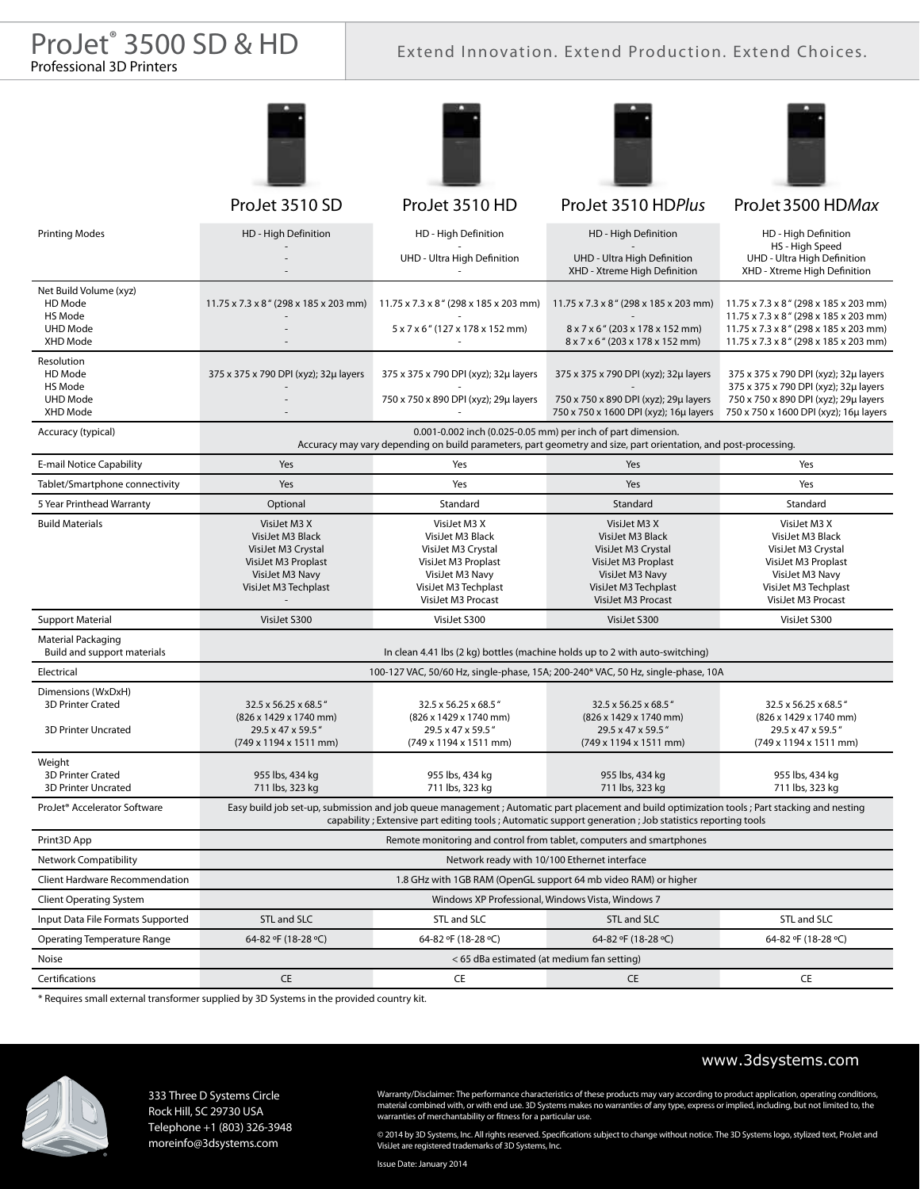# ProJet® 3500 SD & HD

Professional 3D Printers

Extend Innovation. Extend Production. Extend Choices.

| | ProJet 3510 SD | ProJet 3510 HD | ProJet 3510 HD*Plus* | ProJet 3500 HD*Max* |
|---|---|---|---|---|
| Printing Modes | HD - High Definition<br>-<br>-<br>- | HD - High Definition<br>-<br>UHD - Ultra High Definition<br>- | HD - High Definition<br>-<br>UHD - Ultra High Definition<br>XHD - Xtreme High Definition | HD - High Definition<br>HS - High Speed<br>UHD - Ultra High Definition<br>XHD - Xtreme High Definition |
| Net Build Volume (xyz)<br>HD Mode<br>HS Mode<br>UHD Mode<br>XHD Mode | 11.75 x 7.3 x 8" (298 x 185 x 203 mm)<br>-<br>-<br>- | 11.75 x 7.3 x 8" (298 x 185 x 203 mm)<br>-<br>5 x 7 x 6" (127 x 178 x 152 mm)<br>- | 11.75 x 7.3 x 8" (298 x 185 x 203 mm)<br>-<br>8 x 7 x 6" (203 x 178 x 152 mm)<br>8 x 7 x 6" (203 x 178 x 152 mm) | 11.75 x 7.3 x 8" (298 x 185 x 203 mm)<br>11.75 x 7.3 x 8" (298 x 185 x 203 mm)<br>11.75 x 7.3 x 8" (298 x 185 x 203 mm)<br>11.75 x 7.3 x 8" (298 x 185 x 203 mm) |
| Resolution<br>HD Mode<br>HS Mode<br>UHD Mode<br>XHD Mode | 375 x 375 x 790 DPI (xyz); 32µ layers<br>-<br>-<br>- | 375 x 375 x 790 DPI (xyz); 32µ layers<br>-<br>750 x 750 x 890 DPI (xyz); 29µ layers<br>- | 375 x 375 x 790 DPI (xyz); 32µ layers<br>-<br>750 x 750 x 890 DPI (xyz); 29µ layers<br>750 x 750 x 1600 DPI (xyz); 16µ layers | 375 x 375 x 790 DPI (xyz); 32µ layers<br>375 x 375 x 790 DPI (xyz); 32µ layers<br>750 x 750 x 890 DPI (xyz); 29µ layers<br>750 x 750 x 1600 DPI (xyz); 16µ layers |
| Accuracy (typical) | 0.001-0.002 inch (0.025-0.05 mm) per inch of part dimension.<br>Accuracy may vary depending on build parameters, part geometry and size, part orientation, and post-processing. | | | |
| E-mail Notice Capability | Yes | Yes | Yes | Yes |
| Tablet/Smartphone connectivity | Yes | Yes | Yes | Yes |
| 5 Year Printhead Warranty | Optional | Standard | Standard | Standard |
| Build Materials | VisiJet M3 X<br>VisiJet M3 Black<br>VisiJet M3 Crystal<br>VisiJet M3 Proplast<br>VisiJet M3 Navy<br>VisiJet M3 Techplast<br>- | VisiJet M3 X<br>VisiJet M3 Black<br>VisiJet M3 Crystal<br>VisiJet M3 Proplast<br>VisiJet M3 Navy<br>VisiJet M3 Techplast<br>VisiJet M3 Procast | VisiJet M3 X<br>VisiJet M3 Black<br>VisiJet M3 Crystal<br>VisiJet M3 Proplast<br>VisiJet M3 Navy<br>VisiJet M3 Techplast<br>VisiJet M3 Procast | VisiJet M3 X<br>VisiJet M3 Black<br>VisiJet M3 Crystal<br>VisiJet M3 Proplast<br>VisiJet M3 Navy<br>VisiJet M3 Techplast<br>VisiJet M3 Procast |
| Support Material | VisiJet S300 | VisiJet S300 | VisiJet S300 | VisiJet S300 |
| Material Packaging<br>Build and support materials | In clean 4.41 lbs (2 kg) bottles (machine holds up to 2 with auto-switching) | | | |
| Electrical | 100-127 VAC, 50/60 Hz, single-phase, 15A; 200-240* VAC, 50 Hz, single-phase, 10A | | | |
| Dimensions (WxDxH)<br>3D Printer Crated<br><br>3D Printer Uncrated | 32.5 x 56.25 x 68.5"<br>(826 x 1429 x 1740 mm)<br>29.5 x 47 x 59.5"<br>(749 x 1194 x 1511 mm) | 32.5 x 56.25 x 68.5"<br>(826 x 1429 x 1740 mm)<br>29.5 x 47 x 59.5"<br>(749 x 1194 x 1511 mm) | 32.5 x 56.25 x 68.5"<br>(826 x 1429 x 1740 mm)<br>29.5 x 47 x 59.5"<br>(749 x 1194 x 1511 mm) | 32.5 x 56.25 x 68.5"<br>(826 x 1429 x 1740 mm)<br>29.5 x 47 x 59.5"<br>(749 x 1194 x 1511 mm) |
| Weight<br>3D Printer Crated<br>3D Printer Uncrated | 955 lbs, 434 kg<br>711 lbs, 323 kg | 955 lbs, 434 kg<br>711 lbs, 323 kg | 955 lbs, 434 kg<br>711 lbs, 323 kg | 955 lbs, 434 kg<br>711 lbs, 323 kg |
| ProJet® Accelerator Software | Easy build job set-up, submission and job queue management ; Automatic part placement and build optimization tools ; Part stacking and nesting capability ; Extensive part editing tools ; Automatic support generation ; Job statistics reporting tools | | | |
| Print3D App | Remote monitoring and control from tablet, computers and smartphones | | | |
| Network Compatibility | Network ready with 10/100 Ethernet interface | | | |
| Client Hardware Recommendation | 1.8 GHz with 1GB RAM (OpenGL support 64 mb video RAM) or higher | | | |
| Client Operating System | Windows XP Professional, Windows Vista, Windows 7 | | | |
| Input Data File Formats Supported | STL and SLC | STL and SLC | STL and SLC | STL and SLC |
| Operating Temperature Range | 64-82 ºF (18-28 ºC) | 64-82 ºF (18-28 ºC) | 64-82 ºF (18-28 ºC) | 64-82 ºF (18-28 ºC) |
| Noise | < 65 dBa estimated (at medium fan setting) | | | |
| Certifications | CE | CE | CE | CE |

\* Requires small external transformer supplied by 3D Systems in the provided country kit.

www.3dsystems.com

333 Three D Systems Circle
Rock Hill, SC 29730 USA
Telephone +1 (803) 326-3948
moreinfo@3dsystems.com

Warranty/Disclaimer: The performance characteristics of these products may vary according to product application, operating conditions, material combined with, or with end use. 3D Systems makes no warranties of any type, express or implied, including, but not limited to, the warranties of merchantability or fitness for a particular use.

© 2014 by 3D Systems, Inc. All rights reserved. Specifications subject to change without notice. The 3D Systems logo, stylized text, ProJet and VisiJet are registered trademarks of 3D Systems, Inc.

Issue Date: January 2014